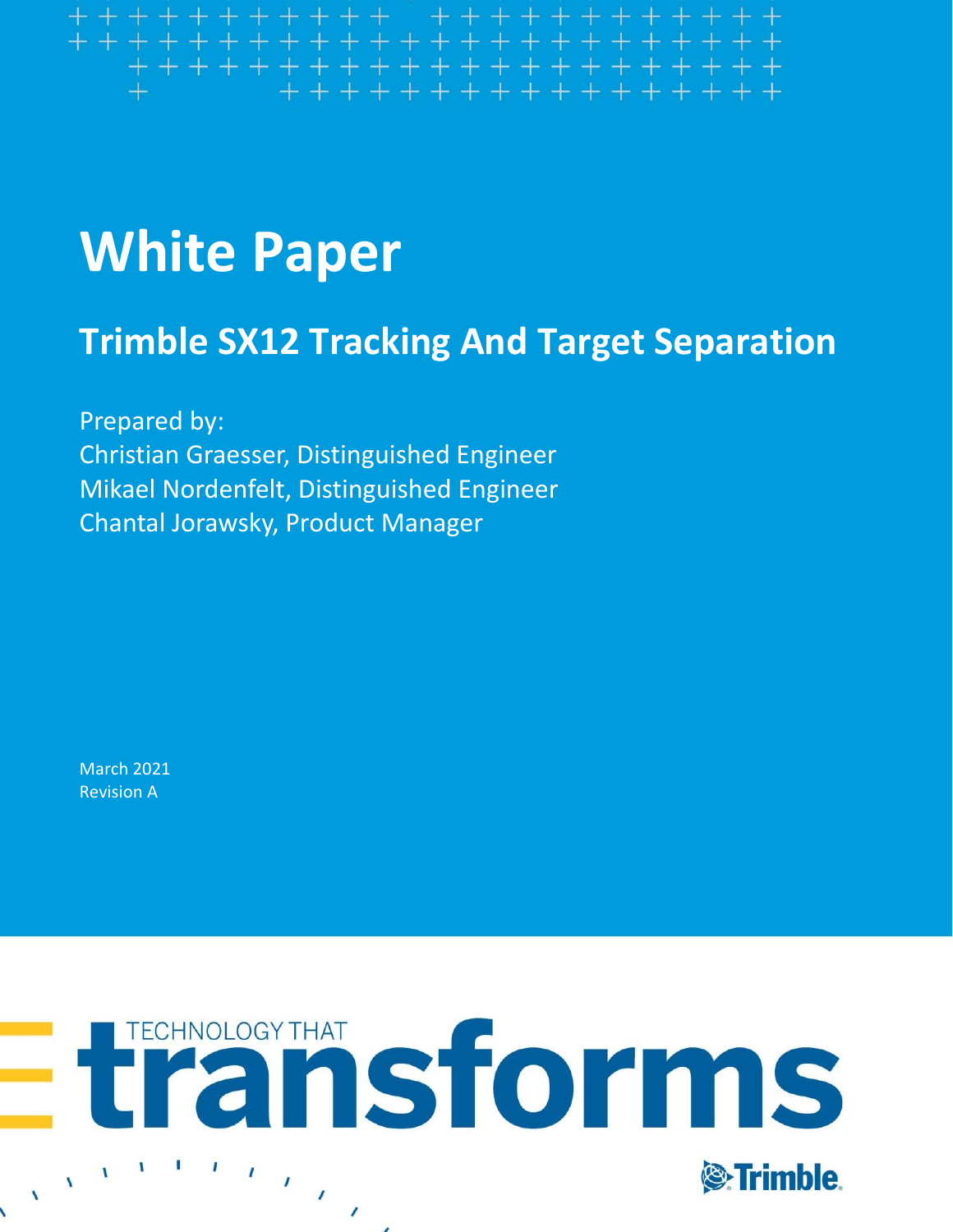# White Paper

## Trimble SX12 Tracking And Target Separation

Prepared by:
Christian Graesser, Distinguished Engineer
Mikael Nordenfelt, Distinguished Engineer
Chantal Jorawsky, Product Manager

March 2021
Revision A

TECHNOLOGY THAT transforms

Trimble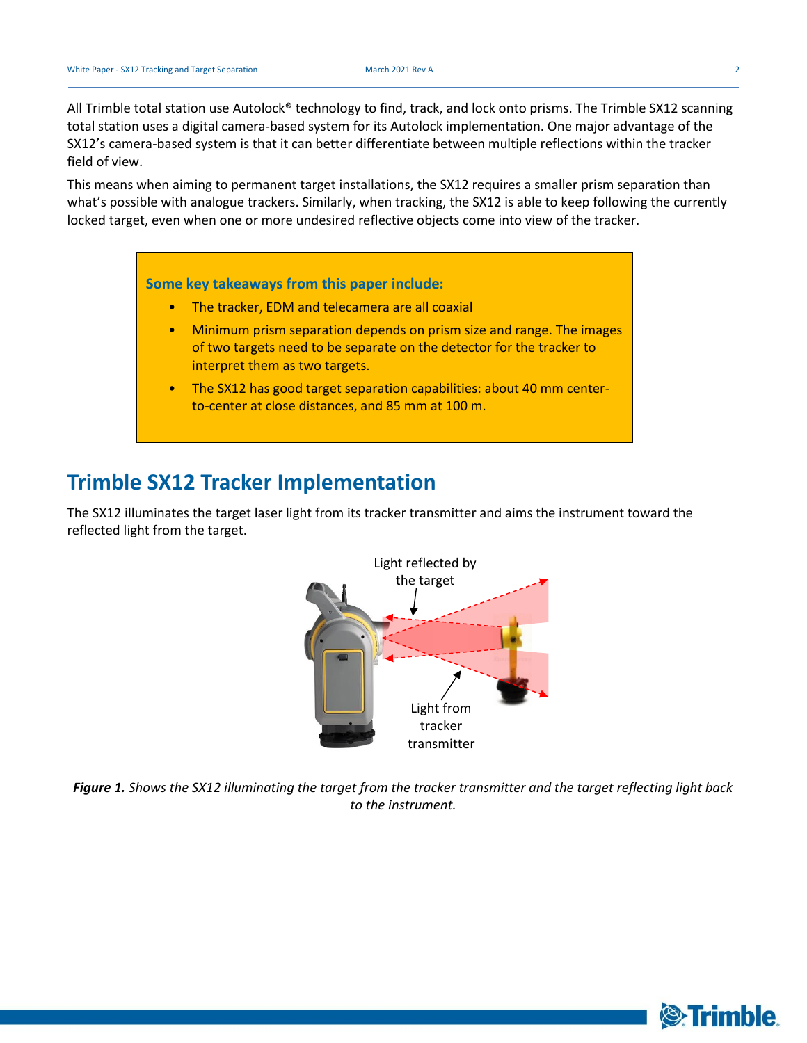All Trimble total station use Autolock® technology to find, track, and lock onto prisms. The Trimble SX12 scanning total station uses a digital camera-based system for its Autolock implementation. One major advantage of the SX12's camera-based system is that it can better differentiate between multiple reflections within the tracker field of view.

This means when aiming to permanent target installations, the SX12 requires a smaller prism separation than what's possible with analogue trackers. Similarly, when tracking, the SX12 is able to keep following the currently locked target, even when one or more undesired reflective objects come into view of the tracker.

**Some key takeaways from this paper include:**

- The tracker, EDM and telecamera are all coaxial
- Minimum prism separation depends on prism size and range. The images of two targets need to be separate on the detector for the tracker to interpret them as two targets.
- The SX12 has good target separation capabilities: about 40 mm center-to-center at close distances, and 85 mm at 100 m.

# Trimble SX12 Tracker Implementation

The SX12 illuminates the target laser light from its tracker transmitter and aims the instrument toward the reflected light from the target.

Light reflected by the target

Light from tracker transmitter

***Figure 1.*** *Shows the SX12 illuminating the target from the tracker transmitter and the target reflecting light back to the instrument.*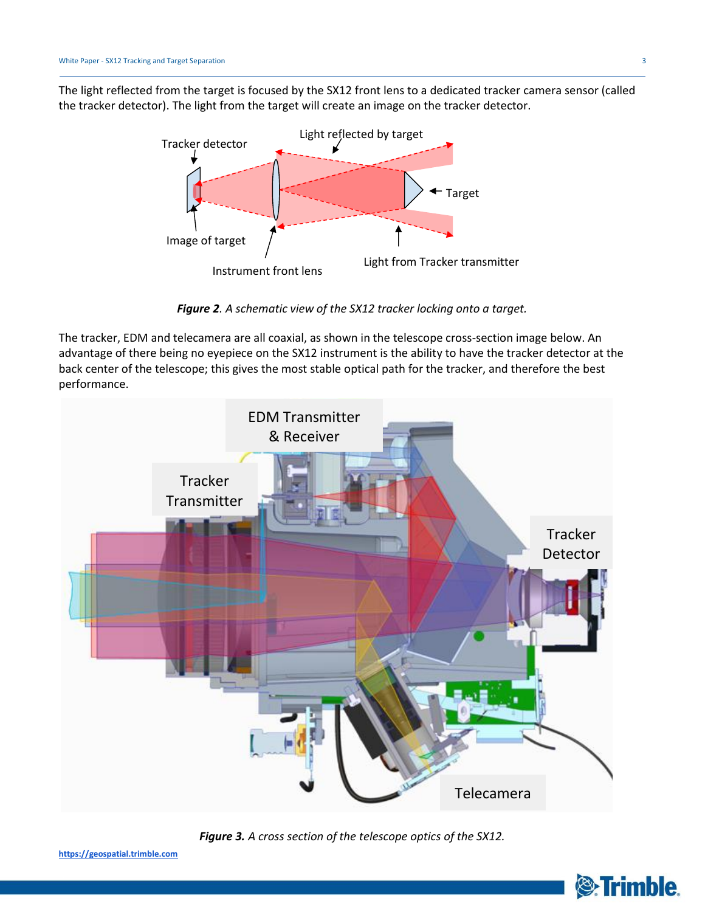The light reflected from the target is focused by the SX12 front lens to a dedicated tracker camera sensor (called the tracker detector). The light from the target will create an image on the tracker detector.

***Figure 2***. *A schematic view of the SX12 tracker locking onto a target.*

The tracker, EDM and telecamera are all coaxial, as shown in the telescope cross-section image below. An advantage of there being no eyepiece on the SX12 instrument is the ability to have the tracker detector at the back center of the telescope; this gives the most stable optical path for the tracker, and therefore the best performance.

***Figure 3.*** *A cross section of the telescope optics of the SX12.*

https://geospatial.trimble.com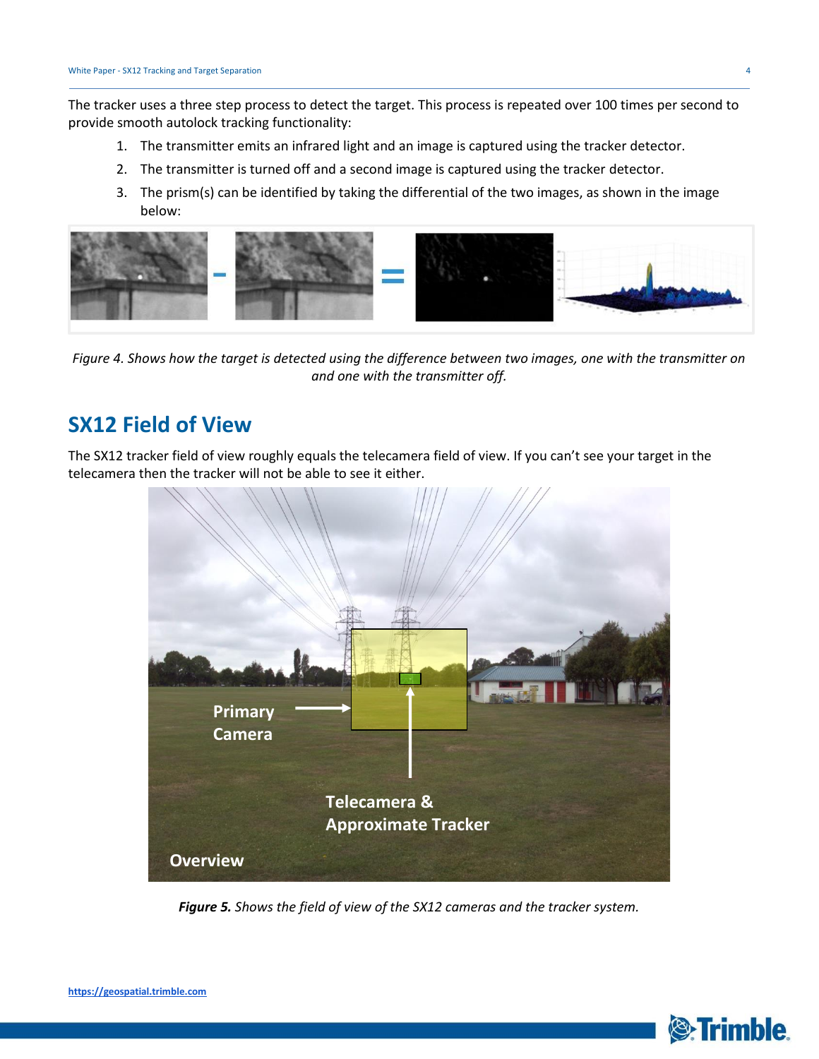The tracker uses a three step process to detect the target. This process is repeated over 100 times per second to provide smooth autolock tracking functionality:

1. The transmitter emits an infrared light and an image is captured using the tracker detector.
2. The transmitter is turned off and a second image is captured using the tracker detector.
3. The prism(s) can be identified by taking the differential of the two images, as shown in the image below:

*Figure 4. Shows how the target is detected using the difference between two images, one with the transmitter on and one with the transmitter off.*

## SX12 Field of View

The SX12 tracker field of view roughly equals the telecamera field of view. If you can't see your target in the telecamera then the tracker will not be able to see it either.

***Figure 5.*** *Shows the field of view of the SX12 cameras and the tracker system.*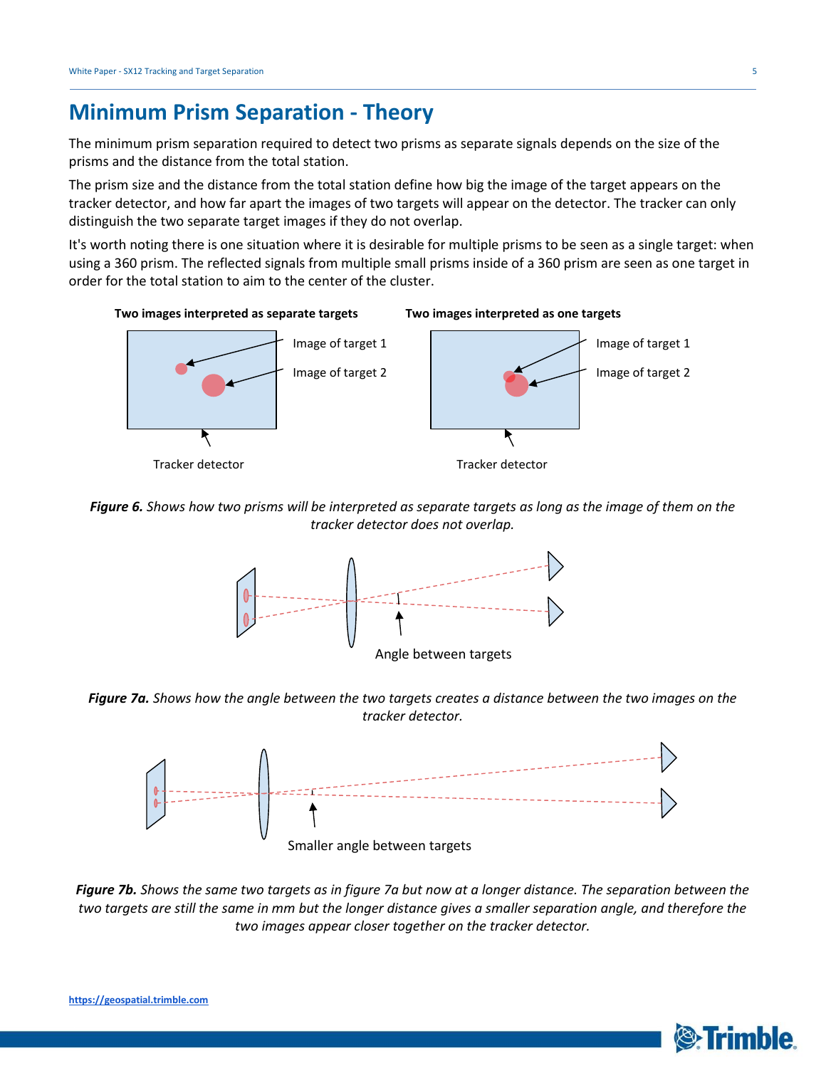# Minimum Prism Separation - Theory

The minimum prism separation required to detect two prisms as separate signals depends on the size of the prisms and the distance from the total station.

The prism size and the distance from the total station define how big the image of the target appears on the tracker detector, and how far apart the images of two targets will appear on the detector. The tracker can only distinguish the two separate target images if they do not overlap.

It's worth noting there is one situation where it is desirable for multiple prisms to be seen as a single target: when using a 360 prism. The reflected signals from multiple small prisms inside of a 360 prism are seen as one target in order for the total station to aim to the center of the cluster.

**Two images interpreted as separate targets** | **Two images interpreted as one targets**

Image of target 1
Image of target 2
Tracker detector

***Figure 6.*** *Shows how two prisms will be interpreted as separate targets as long as the image of them on the tracker detector does not overlap.*

Angle between targets

***Figure 7a.*** *Shows how the angle between the two targets creates a distance between the two images on the tracker detector.*

Smaller angle between targets

***Figure 7b.*** *Shows the same two targets as in figure 7a but now at a longer distance. The separation between the two targets are still the same in mm but the longer distance gives a smaller separation angle, and therefore the two images appear closer together on the tracker detector.*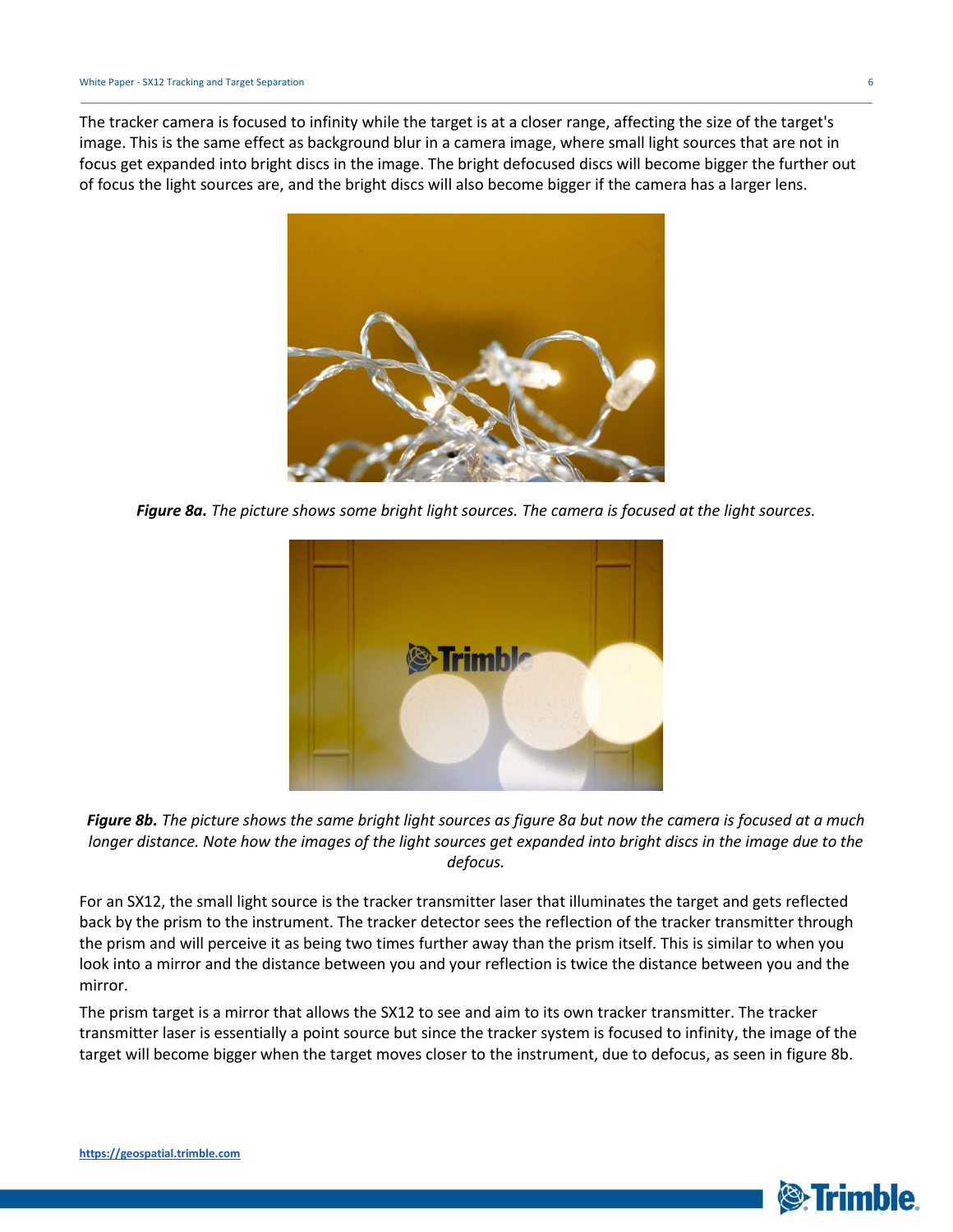The tracker camera is focused to infinity while the target is at a closer range, affecting the size of the target's image. This is the same effect as background blur in a camera image, where small light sources that are not in focus get expanded into bright discs in the image. The bright defocused discs will become bigger the further out of focus the light sources are, and the bright discs will also become bigger if the camera has a larger lens.

***Figure 8a.*** *The picture shows some bright light sources. The camera is focused at the light sources.*

***Figure 8b.*** *The picture shows the same bright light sources as figure 8a but now the camera is focused at a much longer distance. Note how the images of the light sources get expanded into bright discs in the image due to the defocus.*

For an SX12, the small light source is the tracker transmitter laser that illuminates the target and gets reflected back by the prism to the instrument. The tracker detector sees the reflection of the tracker transmitter through the prism and will perceive it as being two times further away than the prism itself. This is similar to when you look into a mirror and the distance between you and your reflection is twice the distance between you and the mirror.

The prism target is a mirror that allows the SX12 to see and aim to its own tracker transmitter. The tracker transmitter laser is essentially a point source but since the tracker system is focused to infinity, the image of the target will become bigger when the target moves closer to the instrument, due to defocus, as seen in figure 8b.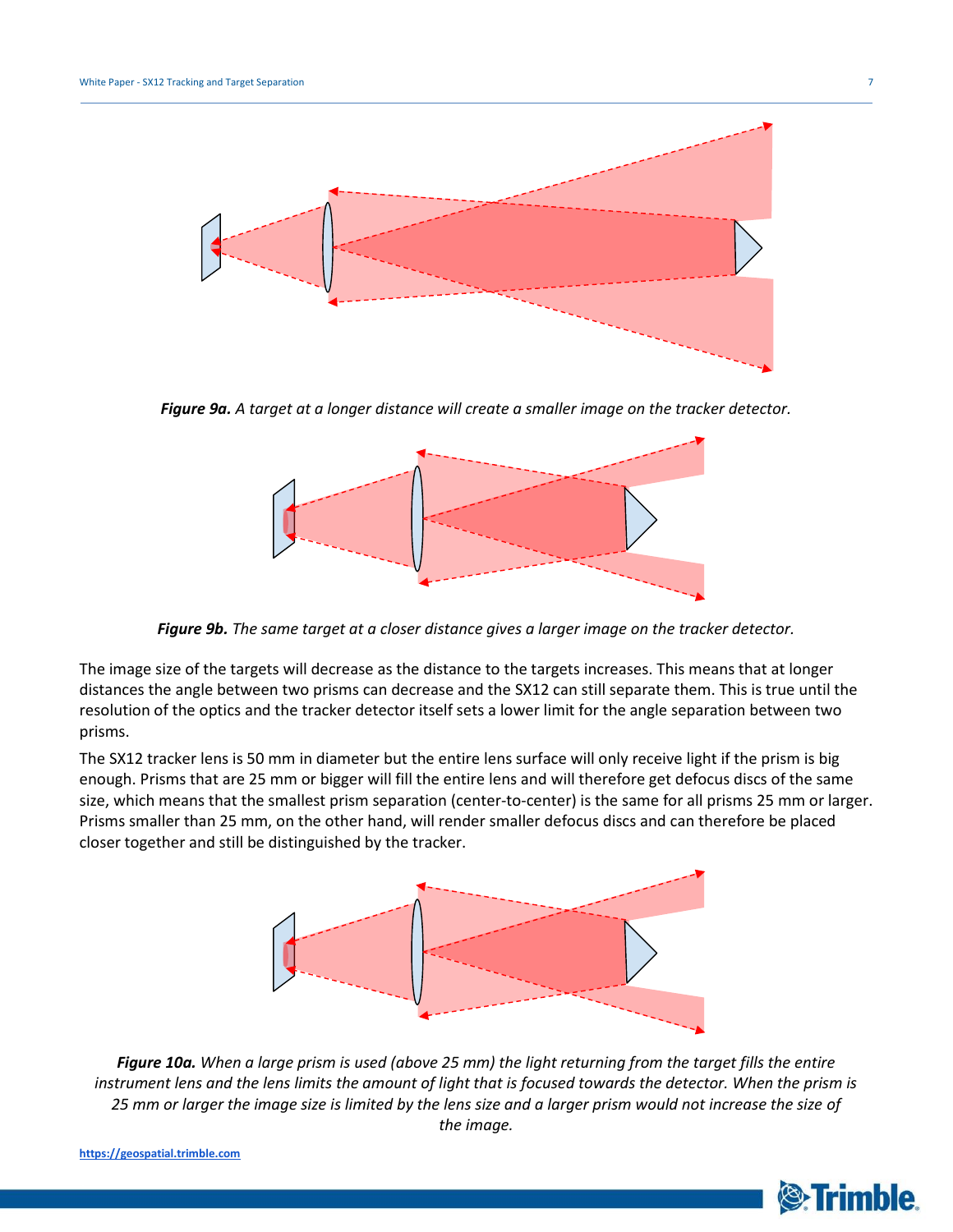***Figure 9a.*** *A target at a longer distance will create a smaller image on the tracker detector.*

***Figure 9b.*** *The same target at a closer distance gives a larger image on the tracker detector.*

The image size of the targets will decrease as the distance to the targets increases. This means that at longer distances the angle between two prisms can decrease and the SX12 can still separate them. This is true until the resolution of the optics and the tracker detector itself sets a lower limit for the angle separation between two prisms.

The SX12 tracker lens is 50 mm in diameter but the entire lens surface will only receive light if the prism is big enough. Prisms that are 25 mm or bigger will fill the entire lens and will therefore get defocus discs of the same size, which means that the smallest prism separation (center-to-center) is the same for all prisms 25 mm or larger. Prisms smaller than 25 mm, on the other hand, will render smaller defocus discs and can therefore be placed closer together and still be distinguished by the tracker.

***Figure 10a.*** *When a large prism is used (above 25 mm) the light returning from the target fills the entire instrument lens and the lens limits the amount of light that is focused towards the detector. When the prism is 25 mm or larger the image size is limited by the lens size and a larger prism would not increase the size of the image.*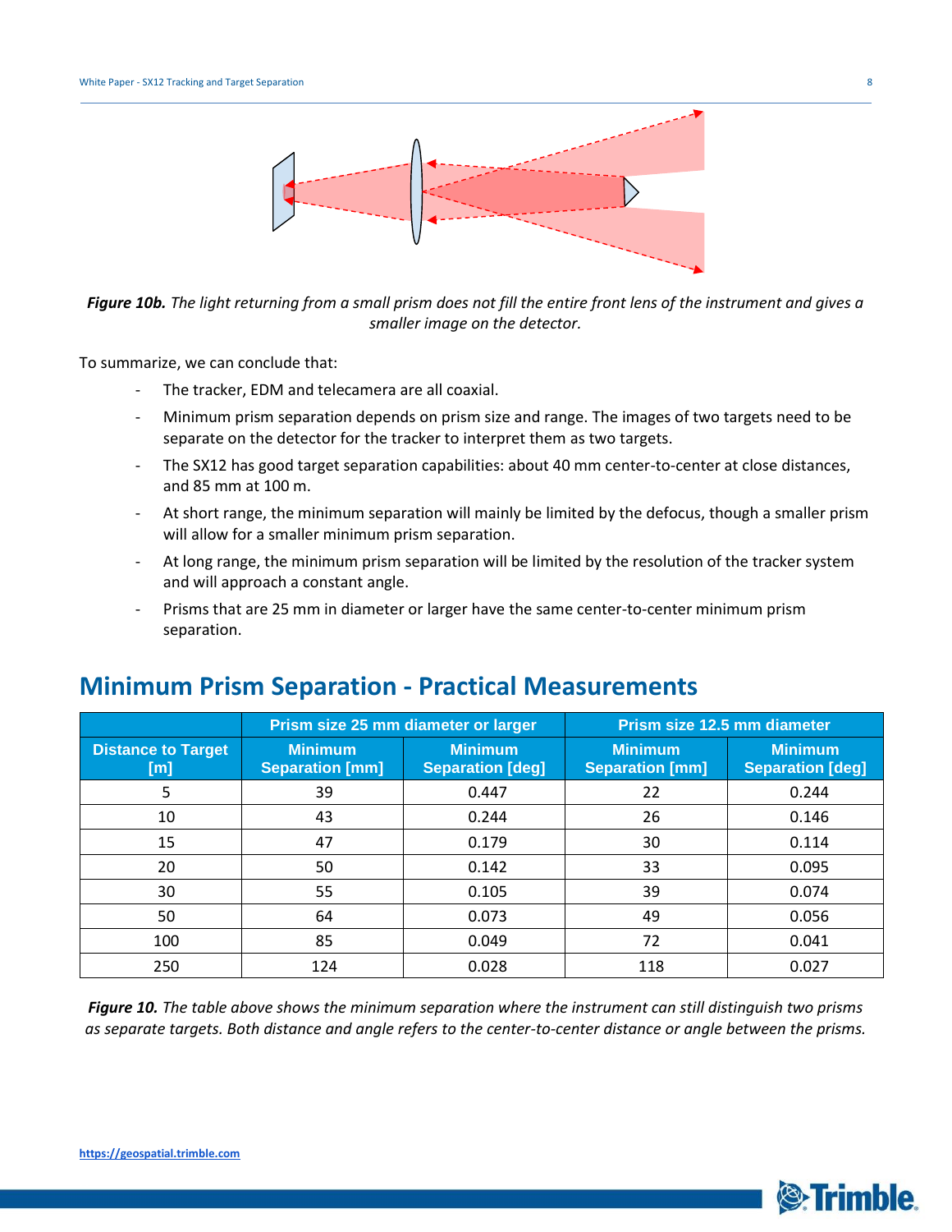*Figure 10b. The light returning from a small prism does not fill the entire front lens of the instrument and gives a smaller image on the detector.*

To summarize, we can conclude that:

- The tracker, EDM and telecamera are all coaxial.
- Minimum prism separation depends on prism size and range. The images of two targets need to be separate on the detector for the tracker to interpret them as two targets.
- The SX12 has good target separation capabilities: about 40 mm center-to-center at close distances, and 85 mm at 100 m.
- At short range, the minimum separation will mainly be limited by the defocus, though a smaller prism will allow for a smaller minimum prism separation.
- At long range, the minimum prism separation will be limited by the resolution of the tracker system and will approach a constant angle.
- Prisms that are 25 mm in diameter or larger have the same center-to-center minimum prism separation.

## Minimum Prism Separation - Practical Measurements

| | Prism size 25 mm diameter or larger | | Prism size 12.5 mm diameter | |
|---|---|---|---|---|
| Distance to Target [m] | Minimum Separation [mm] | Minimum Separation [deg] | Minimum Separation [mm] | Minimum Separation [deg] |
| 5 | 39 | 0.447 | 22 | 0.244 |
| 10 | 43 | 0.244 | 26 | 0.146 |
| 15 | 47 | 0.179 | 30 | 0.114 |
| 20 | 50 | 0.142 | 33 | 0.095 |
| 30 | 55 | 0.105 | 39 | 0.074 |
| 50 | 64 | 0.073 | 49 | 0.056 |
| 100 | 85 | 0.049 | 72 | 0.041 |
| 250 | 124 | 0.028 | 118 | 0.027 |

***Figure 10.*** *The table above shows the minimum separation where the instrument can still distinguish two prisms as separate targets. Both distance and angle refers to the center-to-center distance or angle between the prisms.*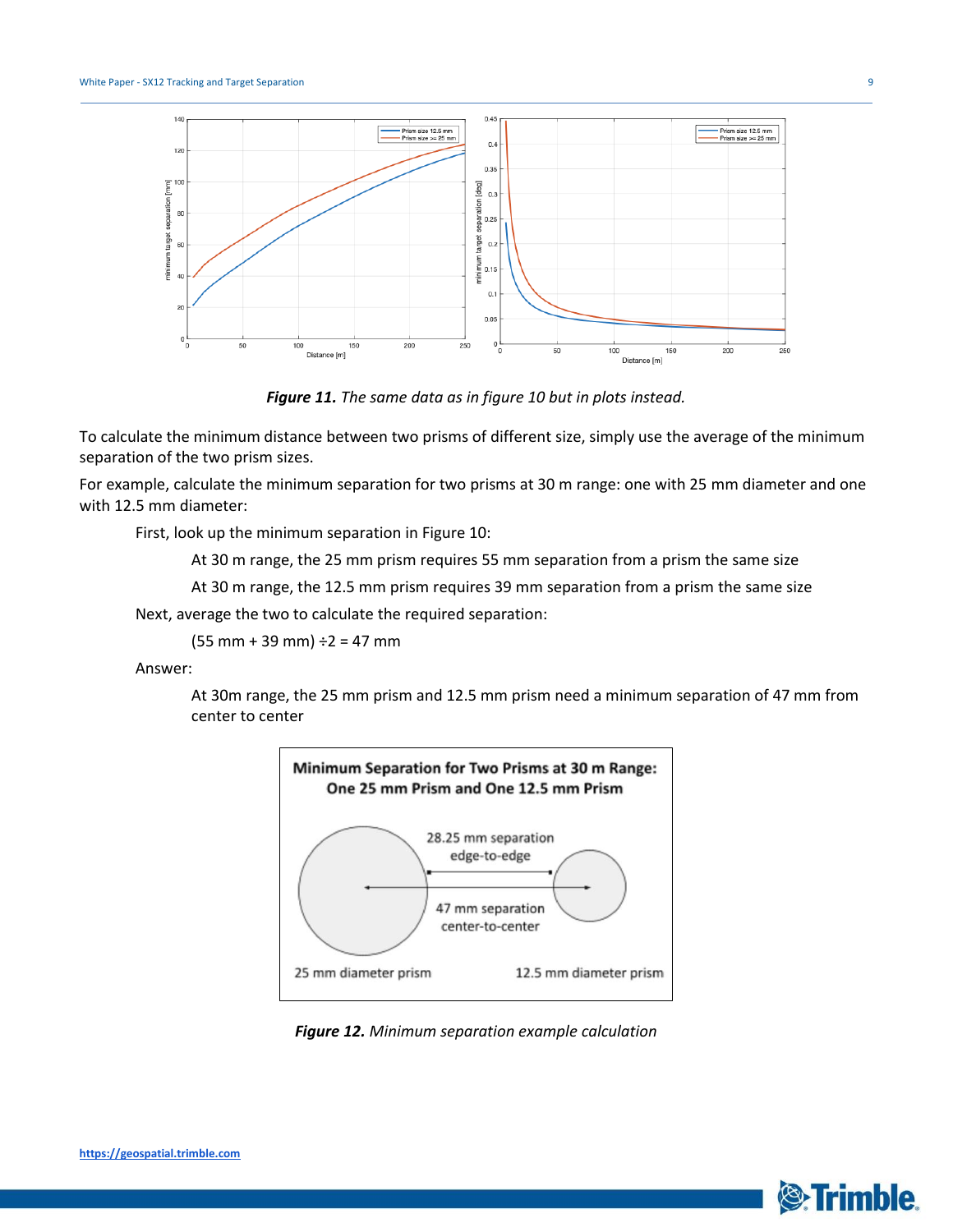*__Figure 11.__ The same data as in figure 10 but in plots instead.*

To calculate the minimum distance between two prisms of different size, simply use the average of the minimum separation of the two prism sizes.

For example, calculate the minimum separation for two prisms at 30 m range: one with 25 mm diameter and one with 12.5 mm diameter:

> First, look up the minimum separation in Figure 10:
>
> > At 30 m range, the 25 mm prism requires 55 mm separation from a prism the same size
> >
> > At 30 m range, the 12.5 mm prism requires 39 mm separation from a prism the same size
>
> Next, average the two to calculate the required separation:
>
> > (55 mm + 39 mm) ÷2 = 47 mm
>
> Answer:
>
> > At 30m range, the 25 mm prism and 12.5 mm prism need a minimum separation of 47 mm from center to center

*__Figure 12.__ Minimum separation example calculation*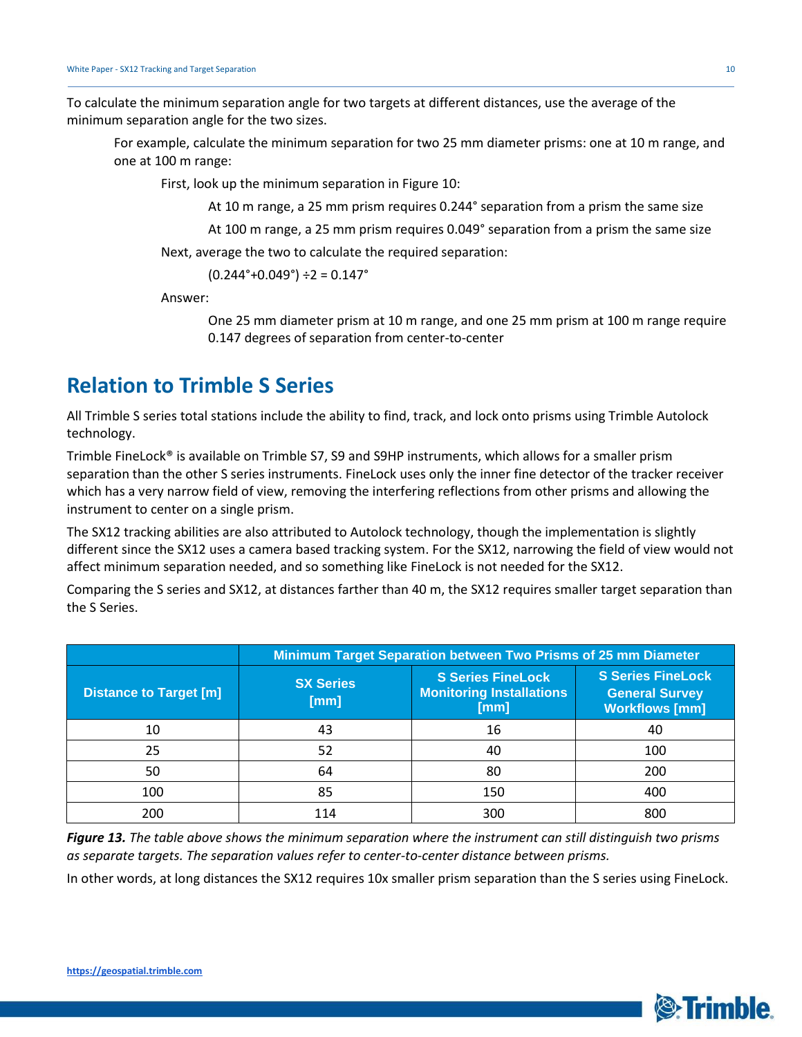To calculate the minimum separation angle for two targets at different distances, use the average of the minimum separation angle for the two sizes.

> For example, calculate the minimum separation for two 25 mm diameter prisms: one at 10 m range, and one at 100 m range:
>
> > First, look up the minimum separation in Figure 10:
> >
> > > At 10 m range, a 25 mm prism requires 0.244° separation from a prism the same size
> > >
> > > At 100 m range, a 25 mm prism requires 0.049° separation from a prism the same size
> >
> > Next, average the two to calculate the required separation:
> >
> > > (0.244°+0.049°) ÷2 = 0.147°
> >
> > Answer:
> >
> > > One 25 mm diameter prism at 10 m range, and one 25 mm prism at 100 m range require 0.147 degrees of separation from center-to-center

## Relation to Trimble S Series

All Trimble S series total stations include the ability to find, track, and lock onto prisms using Trimble Autolock technology.

Trimble FineLock® is available on Trimble S7, S9 and S9HP instruments, which allows for a smaller prism separation than the other S series instruments. FineLock uses only the inner fine detector of the tracker receiver which has a very narrow field of view, removing the interfering reflections from other prisms and allowing the instrument to center on a single prism.

The SX12 tracking abilities are also attributed to Autolock technology, though the implementation is slightly different since the SX12 uses a camera based tracking system. For the SX12, narrowing the field of view would not affect minimum separation needed, and so something like FineLock is not needed for the SX12.

Comparing the S series and SX12, at distances farther than 40 m, the SX12 requires smaller target separation than the S Series.

| | Minimum Target Separation between Two Prisms of 25 mm Diameter | | |
|---|---|---|---|
| Distance to Target [m] | SX Series [mm] | S Series FineLock Monitoring Installations [mm] | S Series FineLock General Survey Workflows [mm] |
| 10 | 43 | 16 | 40 |
| 25 | 52 | 40 | 100 |
| 50 | 64 | 80 | 200 |
| 100 | 85 | 150 | 400 |
| 200 | 114 | 300 | 800 |

***Figure 13.*** *The table above shows the minimum separation where the instrument can still distinguish two prisms as separate targets. The separation values refer to center-to-center distance between prisms.*

In other words, at long distances the SX12 requires 10x smaller prism separation than the S series using FineLock.

https://geospatial.trimble.com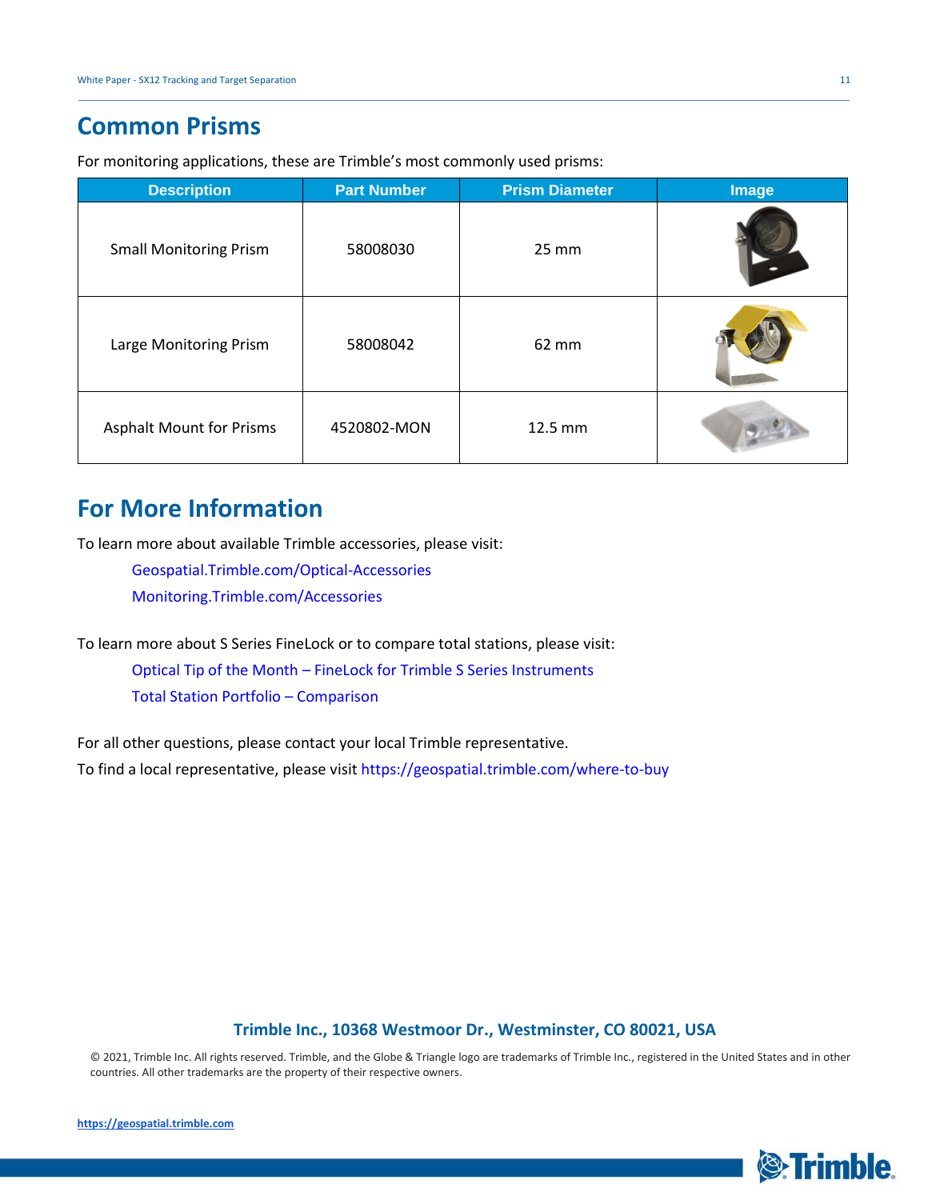## Common Prisms

For monitoring applications, these are Trimble's most commonly used prisms:

| Description | Part Number | Prism Diameter | Image |
| --- | --- | --- | --- |
| Small Monitoring Prism | 58008030 | 25 mm | |
| Large Monitoring Prism | 58008042 | 62 mm | |
| Asphalt Mount for Prisms | 4520802-MON | 12.5 mm | |

## For More Information

To learn more about available Trimble accessories, please visit:

Geospatial.Trimble.com/Optical-Accessories

Monitoring.Trimble.com/Accessories

To learn more about S Series FineLock or to compare total stations, please visit:

Optical Tip of the Month – FineLock for Trimble S Series Instruments

Total Station Portfolio – Comparison

For all other questions, please contact your local Trimble representative.
To find a local representative, please visit https://geospatial.trimble.com/where-to-buy

**Trimble Inc., 10368 Westmoor Dr., Westminster, CO 80021, USA**

© 2021, Trimble Inc. All rights reserved. Trimble, and the Globe & Triangle logo are trademarks of Trimble Inc., registered in the United States and in other countries. All other trademarks are the property of their respective owners.

https://geospatial.trimble.com